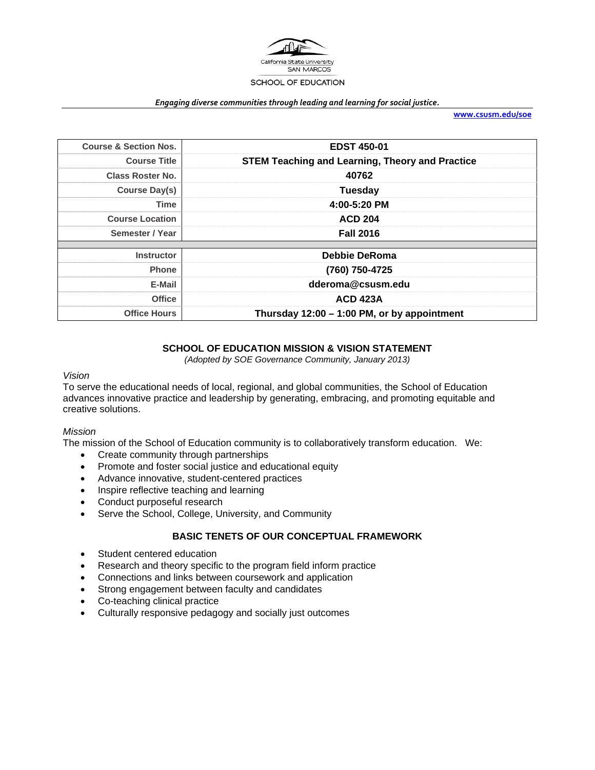California State University
SAN MARCOS

SCHOOL OF EDUCATION

***Engaging diverse communities through leading and learning for social justice.***

**www.csusm.edu/soe**

| Course & Section Nos. | EDST 450-01 |
|---|---|
| Course Title | STEM Teaching and Learning, Theory and Practice |
| Class Roster No. | 40762 |
| Course Day(s) | Tuesday |
| Time | 4:00-5:20 PM |
| Course Location | ACD 204 |
| Semester / Year | Fall 2016 |
| | |
| Instructor | Debbie DeRoma |
| Phone | (760) 750-4725 |
| E-Mail | dderoma@csusm.edu |
| Office | ACD 423A |
| Office Hours | Thursday 12:00 – 1:00 PM, or by appointment |

## SCHOOL OF EDUCATION MISSION & VISION STATEMENT

*(Adopted by SOE Governance Community, January 2013)*

*Vision*

To serve the educational needs of local, regional, and global communities, the School of Education advances innovative practice and leadership by generating, embracing, and promoting equitable and creative solutions.

*Mission*

The mission of the School of Education community is to collaboratively transform education. We:

- Create community through partnerships
- Promote and foster social justice and educational equity
- Advance innovative, student-centered practices
- Inspire reflective teaching and learning
- Conduct purposeful research
- Serve the School, College, University, and Community

## BASIC TENETS OF OUR CONCEPTUAL FRAMEWORK

- Student centered education
- Research and theory specific to the program field inform practice
- Connections and links between coursework and application
- Strong engagement between faculty and candidates
- Co-teaching clinical practice
- Culturally responsive pedagogy and socially just outcomes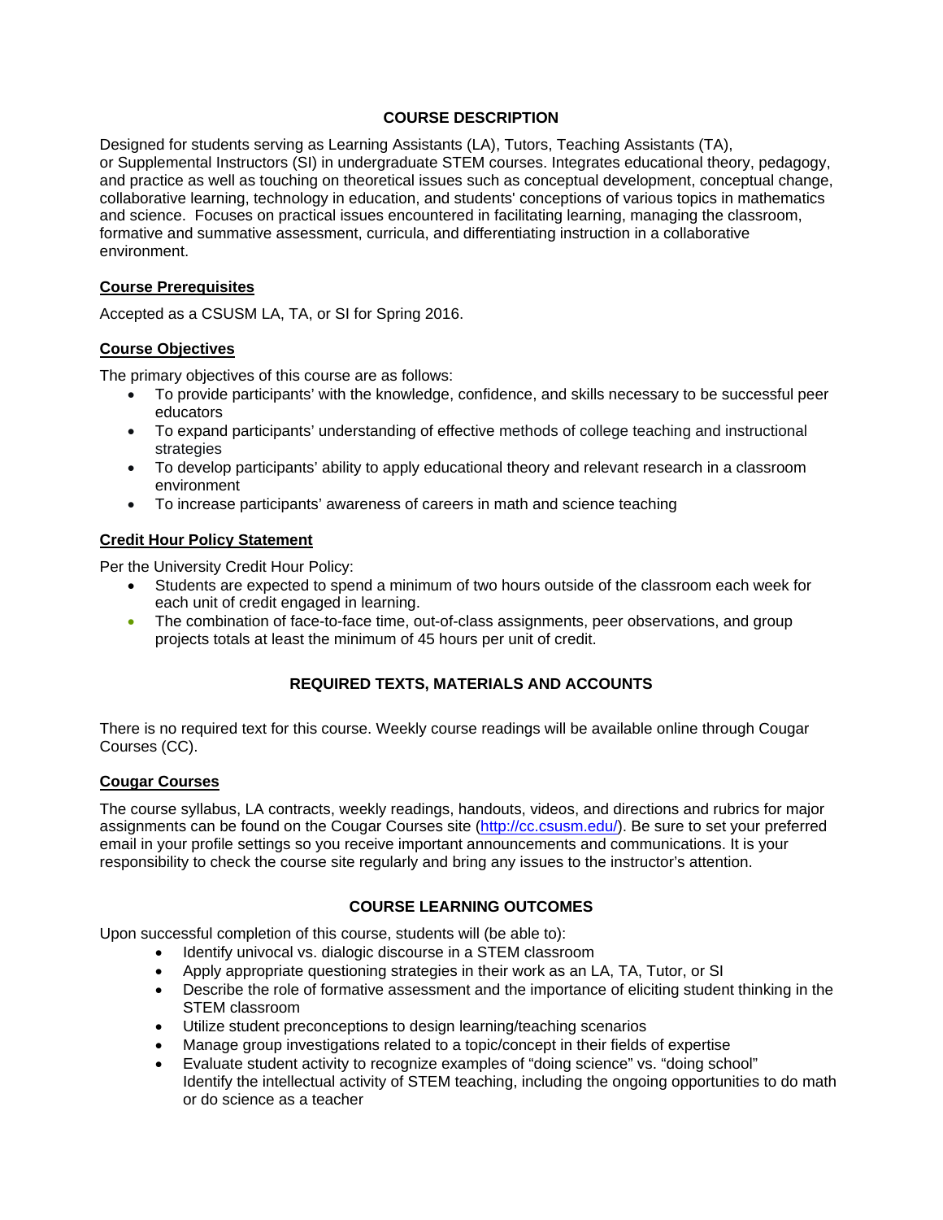## COURSE DESCRIPTION

Designed for students serving as Learning Assistants (LA), Tutors, Teaching Assistants (TA), or Supplemental Instructors (SI) in undergraduate STEM courses. Integrates educational theory, pedagogy, and practice as well as touching on theoretical issues such as conceptual development, conceptual change, collaborative learning, technology in education, and students' conceptions of various topics in mathematics and science. Focuses on practical issues encountered in facilitating learning, managing the classroom, formative and summative assessment, curricula, and differentiating instruction in a collaborative environment.

### Course Prerequisites

Accepted as a CSUSM LA, TA, or SI for Spring 2016.

### Course Objectives

The primary objectives of this course are as follows:

- To provide participants' with the knowledge, confidence, and skills necessary to be successful peer educators
- To expand participants' understanding of effective methods of college teaching and instructional strategies
- To develop participants' ability to apply educational theory and relevant research in a classroom environment
- To increase participants' awareness of careers in math and science teaching

### Credit Hour Policy Statement

Per the University Credit Hour Policy:

- Students are expected to spend a minimum of two hours outside of the classroom each week for each unit of credit engaged in learning.
- The combination of face-to-face time, out-of-class assignments, peer observations, and group projects totals at least the minimum of 45 hours per unit of credit.

## REQUIRED TEXTS, MATERIALS AND ACCOUNTS

There is no required text for this course. Weekly course readings will be available online through Cougar Courses (CC).

### Cougar Courses

The course syllabus, LA contracts, weekly readings, handouts, videos, and directions and rubrics for major assignments can be found on the Cougar Courses site (http://cc.csusm.edu/). Be sure to set your preferred email in your profile settings so you receive important announcements and communications. It is your responsibility to check the course site regularly and bring any issues to the instructor's attention.

## COURSE LEARNING OUTCOMES

Upon successful completion of this course, students will (be able to):

- Identify univocal vs. dialogic discourse in a STEM classroom
- Apply appropriate questioning strategies in their work as an LA, TA, Tutor, or SI
- Describe the role of formative assessment and the importance of eliciting student thinking in the STEM classroom
- Utilize student preconceptions to design learning/teaching scenarios
- Manage group investigations related to a topic/concept in their fields of expertise
- Evaluate student activity to recognize examples of "doing science" vs. "doing school" Identify the intellectual activity of STEM teaching, including the ongoing opportunities to do math or do science as a teacher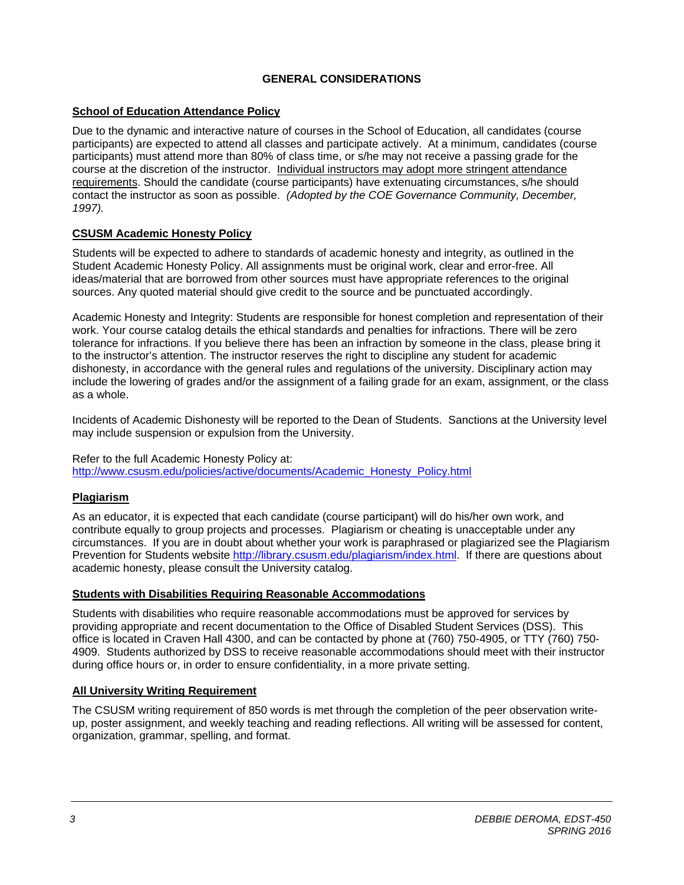## GENERAL CONSIDERATIONS

### School of Education Attendance Policy

Due to the dynamic and interactive nature of courses in the School of Education, all candidates (course participants) are expected to attend all classes and participate actively. At a minimum, candidates (course participants) must attend more than 80% of class time, or s/he may not receive a passing grade for the course at the discretion of the instructor. Individual instructors may adopt more stringent attendance requirements. Should the candidate (course participants) have extenuating circumstances, s/he should contact the instructor as soon as possible. *(Adopted by the COE Governance Community, December, 1997).*

### CSUSM Academic Honesty Policy

Students will be expected to adhere to standards of academic honesty and integrity, as outlined in the Student Academic Honesty Policy. All assignments must be original work, clear and error-free. All ideas/material that are borrowed from other sources must have appropriate references to the original sources. Any quoted material should give credit to the source and be punctuated accordingly.

Academic Honesty and Integrity: Students are responsible for honest completion and representation of their work. Your course catalog details the ethical standards and penalties for infractions. There will be zero tolerance for infractions. If you believe there has been an infraction by someone in the class, please bring it to the instructor's attention. The instructor reserves the right to discipline any student for academic dishonesty, in accordance with the general rules and regulations of the university. Disciplinary action may include the lowering of grades and/or the assignment of a failing grade for an exam, assignment, or the class as a whole.

Incidents of Academic Dishonesty will be reported to the Dean of Students. Sanctions at the University level may include suspension or expulsion from the University.

Refer to the full Academic Honesty Policy at:
http://www.csusm.edu/policies/active/documents/Academic_Honesty_Policy.html

### Plagiarism

As an educator, it is expected that each candidate (course participant) will do his/her own work, and contribute equally to group projects and processes. Plagiarism or cheating is unacceptable under any circumstances. If you are in doubt about whether your work is paraphrased or plagiarized see the Plagiarism Prevention for Students website http://library.csusm.edu/plagiarism/index.html. If there are questions about academic honesty, please consult the University catalog.

### Students with Disabilities Requiring Reasonable Accommodations

Students with disabilities who require reasonable accommodations must be approved for services by providing appropriate and recent documentation to the Office of Disabled Student Services (DSS). This office is located in Craven Hall 4300, and can be contacted by phone at (760) 750-4905, or TTY (760) 750-4909. Students authorized by DSS to receive reasonable accommodations should meet with their instructor during office hours or, in order to ensure confidentiality, in a more private setting.

### All University Writing Requirement

The CSUSM writing requirement of 850 words is met through the completion of the peer observation write-up, poster assignment, and weekly teaching and reading reflections. All writing will be assessed for content, organization, grammar, spelling, and format.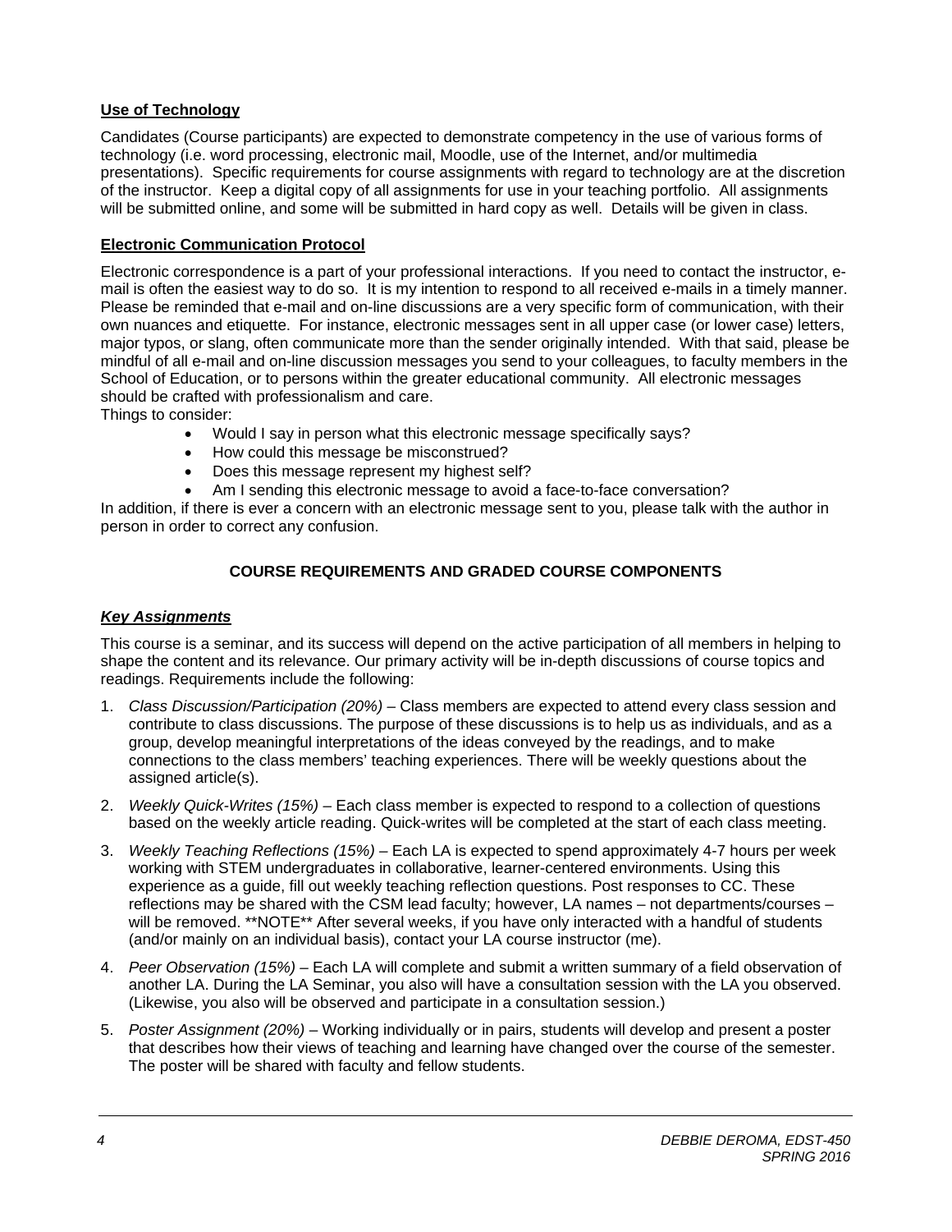**Use of Technology**

Candidates (Course participants) are expected to demonstrate competency in the use of various forms of technology (i.e. word processing, electronic mail, Moodle, use of the Internet, and/or multimedia presentations). Specific requirements for course assignments with regard to technology are at the discretion of the instructor. Keep a digital copy of all assignments for use in your teaching portfolio. All assignments will be submitted online, and some will be submitted in hard copy as well. Details will be given in class.

**Electronic Communication Protocol**

Electronic correspondence is a part of your professional interactions. If you need to contact the instructor, e-mail is often the easiest way to do so. It is my intention to respond to all received e-mails in a timely manner. Please be reminded that e-mail and on-line discussions are a very specific form of communication, with their own nuances and etiquette. For instance, electronic messages sent in all upper case (or lower case) letters, major typos, or slang, often communicate more than the sender originally intended. With that said, please be mindful of all e-mail and on-line discussion messages you send to your colleagues, to faculty members in the School of Education, or to persons within the greater educational community. All electronic messages should be crafted with professionalism and care.

Things to consider:

- Would I say in person what this electronic message specifically says?
- How could this message be misconstrued?
- Does this message represent my highest self?
- Am I sending this electronic message to avoid a face-to-face conversation?

In addition, if there is ever a concern with an electronic message sent to you, please talk with the author in person in order to correct any confusion.

## COURSE REQUIREMENTS AND GRADED COURSE COMPONENTS

***Key Assignments***

This course is a seminar, and its success will depend on the active participation of all members in helping to shape the content and its relevance. Our primary activity will be in-depth discussions of course topics and readings. Requirements include the following:

1. *Class Discussion/Participation (20%)* – Class members are expected to attend every class session and contribute to class discussions. The purpose of these discussions is to help us as individuals, and as a group, develop meaningful interpretations of the ideas conveyed by the readings, and to make connections to the class members' teaching experiences. There will be weekly questions about the assigned article(s).
2. *Weekly Quick-Writes (15%)* – Each class member is expected to respond to a collection of questions based on the weekly article reading. Quick-writes will be completed at the start of each class meeting.
3. *Weekly Teaching Reflections (15%)* – Each LA is expected to spend approximately 4-7 hours per week working with STEM undergraduates in collaborative, learner-centered environments. Using this experience as a guide, fill out weekly teaching reflection questions. Post responses to CC. These reflections may be shared with the CSM lead faculty; however, LA names – not departments/courses – will be removed. **NOTE** After several weeks, if you have only interacted with a handful of students (and/or mainly on an individual basis), contact your LA course instructor (me).
4. *Peer Observation (15%)* – Each LA will complete and submit a written summary of a field observation of another LA. During the LA Seminar, you also will have a consultation session with the LA you observed. (Likewise, you also will be observed and participate in a consultation session.)
5. *Poster Assignment (20%)* – Working individually or in pairs, students will develop and present a poster that describes how their views of teaching and learning have changed over the course of the semester. The poster will be shared with faculty and fellow students.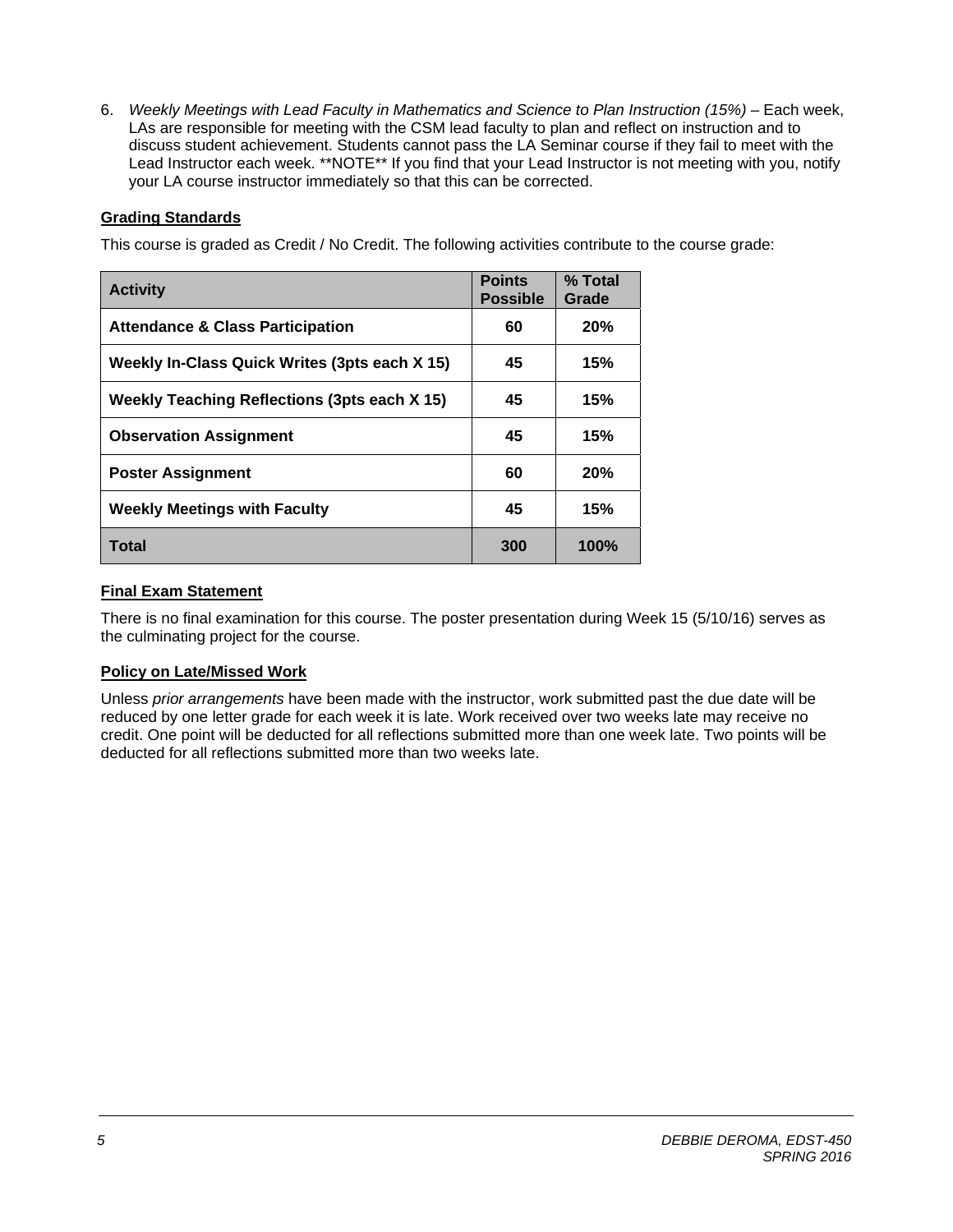6. *Weekly Meetings with Lead Faculty in Mathematics and Science to Plan Instruction (15%)* – Each week, LAs are responsible for meeting with the CSM lead faculty to plan and reflect on instruction and to discuss student achievement. Students cannot pass the LA Seminar course if they fail to meet with the Lead Instructor each week. **NOTE** If you find that your Lead Instructor is not meeting with you, notify your LA course instructor immediately so that this can be corrected.

### Grading Standards

This course is graded as Credit / No Credit. The following activities contribute to the course grade:

| Activity | Points Possible | % Total Grade |
|---|---|---|
| **Attendance & Class Participation** | **60** | **20%** |
| **Weekly In-Class Quick Writes (3pts each X 15)** | **45** | **15%** |
| **Weekly Teaching Reflections (3pts each X 15)** | **45** | **15%** |
| **Observation Assignment** | **45** | **15%** |
| **Poster Assignment** | **60** | **20%** |
| **Weekly Meetings with Faculty** | **45** | **15%** |
| **Total** | **300** | **100%** |

### Final Exam Statement

There is no final examination for this course. The poster presentation during Week 15 (5/10/16) serves as the culminating project for the course.

### Policy on Late/Missed Work

Unless *prior arrangements* have been made with the instructor, work submitted past the due date will be reduced by one letter grade for each week it is late. Work received over two weeks late may receive no credit. One point will be deducted for all reflections submitted more than one week late. Two points will be deducted for all reflections submitted more than two weeks late.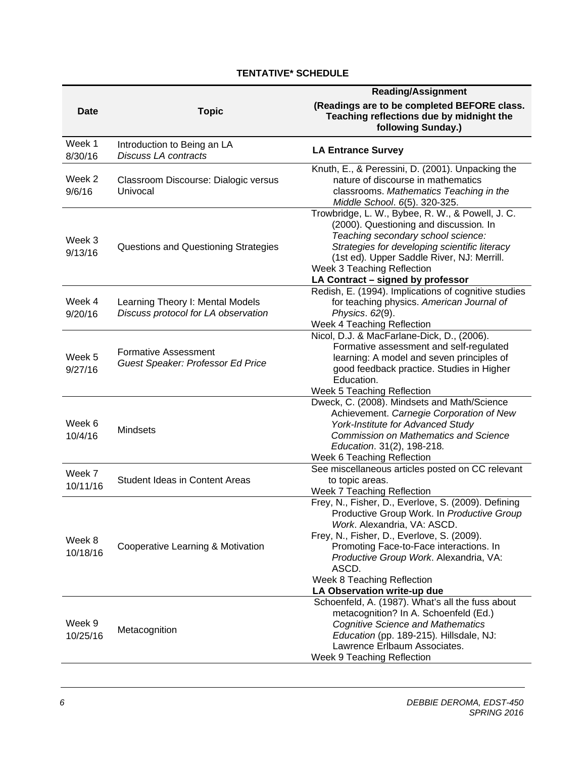**TENTATIVE* SCHEDULE**

| Date | Topic | Reading/Assignment<br>(Readings are to be completed BEFORE class. Teaching reflections due by midnight the following Sunday.) |
|---|---|---|
| Week 1<br>8/30/16 | Introduction to Being an LA<br>*Discuss LA contracts* | **LA Entrance Survey** |
| Week 2<br>9/6/16 | Classroom Discourse: Dialogic versus Univocal | Knuth, E., & Peressini, D. (2001). Unpacking the nature of discourse in mathematics classrooms. *Mathematics Teaching in the Middle School*. *6*(5). 320-325. |
| Week 3<br>9/13/16 | Questions and Questioning Strategies | Trowbridge, L. W., Bybee, R. W., & Powell, J. C. (2000). Questioning and discussion. In *Teaching secondary school science: Strategies for developing scientific literacy* (1st ed). Upper Saddle River, NJ: Merrill.<br>Week 3 Teaching Reflection<br>**LA Contract – signed by professor** |
| Week 4<br>9/20/16 | Learning Theory I: Mental Models<br>*Discuss protocol for LA observation* | Redish, E. (1994). Implications of cognitive studies for teaching physics. *American Journal of Physics*. *62*(9).<br>Week 4 Teaching Reflection |
| Week 5<br>9/27/16 | Formative Assessment<br>*Guest Speaker: Professor Ed Price* | Nicol, D.J. & MacFarlane-Dick, D., (2006). Formative assessment and self-regulated learning: A model and seven principles of good feedback practice. Studies in Higher Education.<br>Week 5 Teaching Reflection |
| Week 6<br>10/4/16 | Mindsets | Dweck, C. (2008). Mindsets and Math/Science Achievement. *Carnegie Corporation of New York-Institute for Advanced Study Commission on Mathematics and Science Education*. 31(2), 198-218.<br>Week 6 Teaching Reflection |
| Week 7<br>10/11/16 | Student Ideas in Content Areas | See miscellaneous articles posted on CC relevant to topic areas.<br>Week 7 Teaching Reflection |
| Week 8<br>10/18/16 | Cooperative Learning & Motivation | Frey, N., Fisher, D., Everlove, S. (2009). Defining Productive Group Work. In *Productive Group Work*. Alexandria, VA: ASCD.<br>Frey, N., Fisher, D., Everlove, S. (2009). Promoting Face-to-Face interactions. In *Productive Group Work*. Alexandria, VA: ASCD.<br>Week 8 Teaching Reflection<br>**LA Observation write-up due** |
| Week 9<br>10/25/16 | Metacognition | Schoenfeld, A. (1987). What's all the fuss about metacognition? In A. Schoenfeld (Ed.) *Cognitive Science and Mathematics Education* (pp. 189-215). Hillsdale, NJ: Lawrence Erlbaum Associates.<br>Week 9 Teaching Reflection |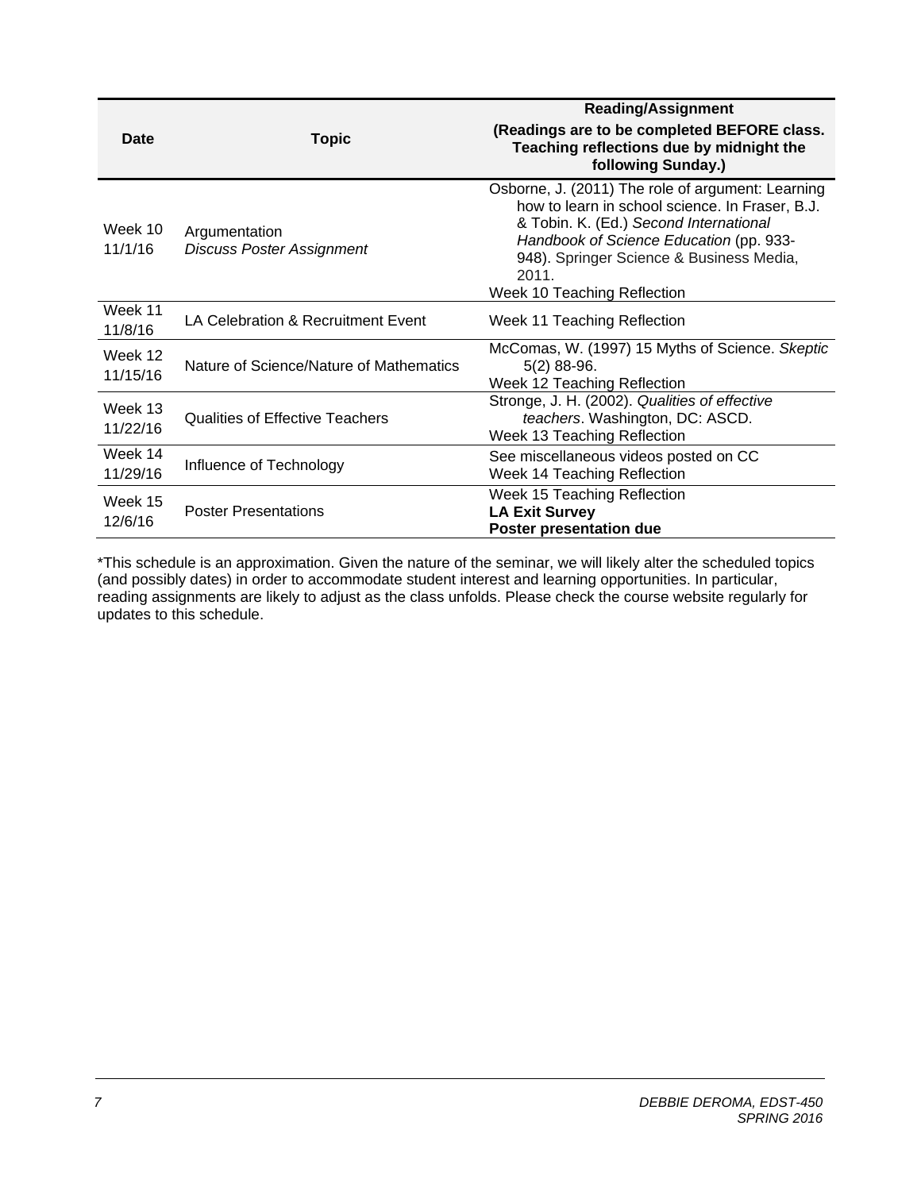| Date | Topic | Reading/Assignment (Readings are to be completed BEFORE class. Teaching reflections due by midnight the following Sunday.) |
|---|---|---|
| Week 10 11/1/16 | Argumentation *Discuss Poster Assignment* | Osborne, J. (2011) The role of argument: Learning how to learn in school science. In Fraser, B.J. & Tobin. K. (Ed.) *Second International Handbook of Science Education* (pp. 933-948). Springer Science & Business Media, 2011. Week 10 Teaching Reflection |
| Week 11 11/8/16 | LA Celebration & Recruitment Event | Week 11 Teaching Reflection |
| Week 12 11/15/16 | Nature of Science/Nature of Mathematics | McComas, W. (1997) 15 Myths of Science. *Skeptic* 5(2) 88-96. Week 12 Teaching Reflection |
| Week 13 11/22/16 | Qualities of Effective Teachers | Stronge, J. H. (2002). *Qualities of effective teachers*. Washington, DC: ASCD. Week 13 Teaching Reflection |
| Week 14 11/29/16 | Influence of Technology | See miscellaneous videos posted on CC Week 14 Teaching Reflection |
| Week 15 12/6/16 | Poster Presentations | Week 15 Teaching Reflection **LA Exit Survey** **Poster presentation due** |

*This schedule is an approximation. Given the nature of the seminar, we will likely alter the scheduled topics (and possibly dates) in order to accommodate student interest and learning opportunities. In particular, reading assignments are likely to adjust as the class unfolds. Please check the course website regularly for updates to this schedule.